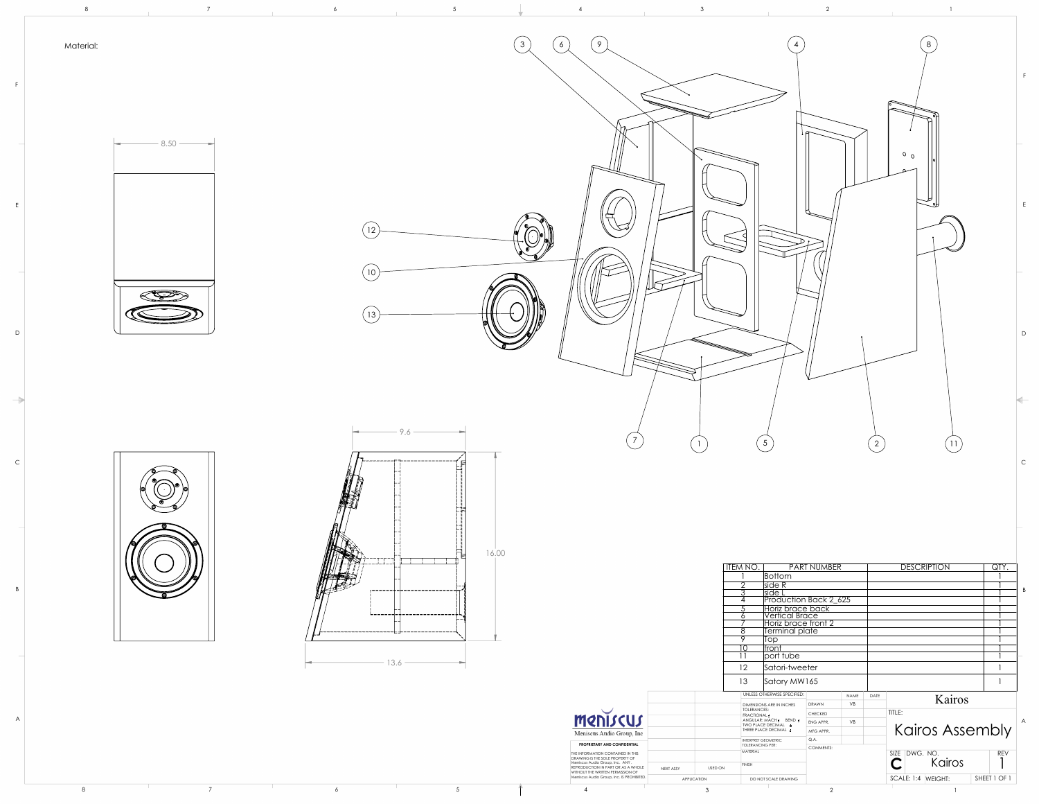Material:

8.50

9.6

16.00

13.6

| ITEM NO. | PART NUMBER | DESCRIPTION | QTY. |
|---|---|---|---|
| 1 | Bottom | | 1 |
| 2 | side R | | 1 |
| 3 | side L | | 1 |
| 4 | Production Back 2_625 | | 1 |
| 5 | Horiz brace back | | 1 |
| 6 | Vertical Brace | | 1 |
| 7 | Horiz brace front 2 | | 1 |
| 8 | Terminal plate | | 1 |
| 9 | Top | | 1 |
| 10 | front | | 1 |
| 11 | port tube | | 1 |
| 12 | Satori-tweeter | | 1 |
| 13 | Satory MW165 | | 1 |

meniscus
Meniscus Audio Group, Inc

PROPRIETARY AND CONFIDENTIAL

THE INFORMATION CONTAINED IN THIS DRAWING IS THE SOLE PROPERTY OF Meniscus Audio Group, Inc. ANY REPRODUCTION IN PART OR AS A WHOLE WITHOUT THE WRITTEN PERMISSION OF Meniscus Audio Group, Inc. IS PROHIBITED.

NEXT ASSY | USED ON
APPLICATION

UNLESS OTHERWISE SPECIFIED:
DIMENSIONS ARE IN INCHES
TOLERANCES:
FRACTIONAL ±
ANGULAR: MACH ± BEND ±
TWO PLACE DECIMAL ±
THREE PLACE DECIMAL ±

INTERPRET GEOMETRIC TOLERANCING PER:
MATERIAL
FINISH
DO NOT SCALE DRAWING

| | NAME | DATE |
|---|---|---|
| DRAWN | VB | |
| CHECKED | | |
| ENG APPR. | VB | |
| MFG APPR. | | |
| Q.A. | | |

COMMENTS:

Kairos

TITLE:

Kairos Assembly

SIZE: C | DWG. NO.: Kairos | REV: 1

SCALE: 1:4 | WEIGHT: | SHEET 1 OF 1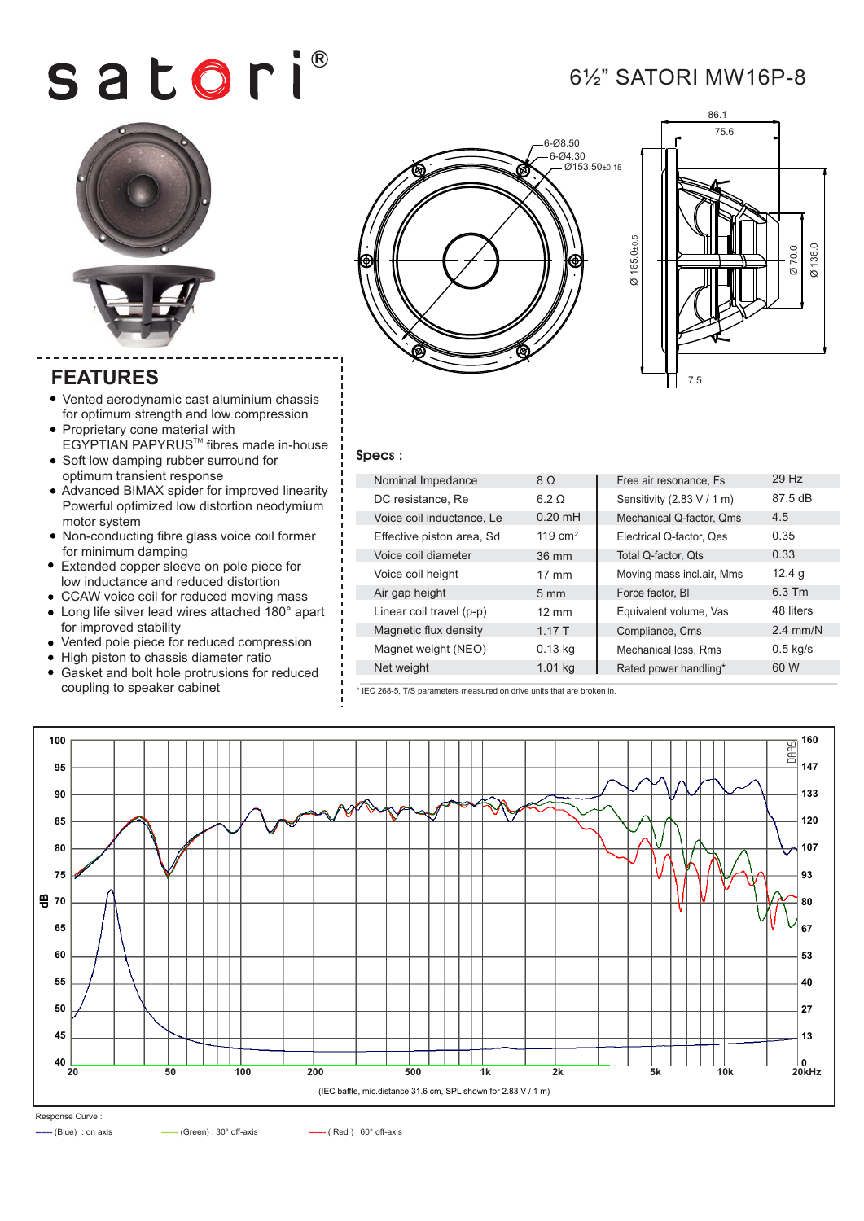# satori®

## 6½" SATORI MW16P-8

## FEATURES

- Vented aerodynamic cast aluminium chassis for optimum strength and low compression
- Proprietary cone material with EGYPTIAN PAPYRUS™ fibres made in-house
- Soft low damping rubber surround for optimum transient response
- Advanced BIMAX spider for improved linearity Powerful optimized low distortion neodymium motor system
- Non-conducting fibre glass voice coil former for minimum damping
- Extended copper sleeve on pole piece for low inductance and reduced distortion
- CCAW voice coil for reduced moving mass
- Long life silver lead wires attached 180° apart for improved stability
- Vented pole piece for reduced compression
- High piston to chassis diameter ratio
- Gasket and bolt hole protrusions for reduced coupling to speaker cabinet

## Specs :

| | | | |
|---|---|---|---|
| Nominal Impedance | 8 Ω | Free air resonance, Fs | 29 Hz |
| DC resistance, Re | 6.2 Ω | Sensitivity (2.83 V / 1 m) | 87.5 dB |
| Voice coil inductance, Le | 0.20 mH | Mechanical Q-factor, Qms | 4.5 |
| Effective piston area, Sd | 119 cm² | Electrical Q-factor, Qes | 0.35 |
| Voice coil diameter | 36 mm | Total Q-factor, Qts | 0.33 |
| Voice coil height | 17 mm | Moving mass incl.air, Mms | 12.4 g |
| Air gap height | 5 mm | Force factor, Bl | 6.3 Tm |
| Linear coil travel (p-p) | 12 mm | Equivalent volume, Vas | 48 liters |
| Magnetic flux density | 1.17 T | Compliance, Cms | 2.4 mm/N |
| Magnet weight (NEO) | 0.13 kg | Mechanical loss, Rms | 0.5 kg/s |
| Net weight | 1.01 kg | Rated power handling* | 60 W |

* IEC 268-5, T/S parameters measured on drive units that are broken in.

(IEC baffle, mic.distance 31.6 cm, SPL shown for 2.83 V / 1 m)

Response Curve :

—— (Blue) : on axis —— (Green) : 30° off-axis —— ( Red ) : 60° off-axis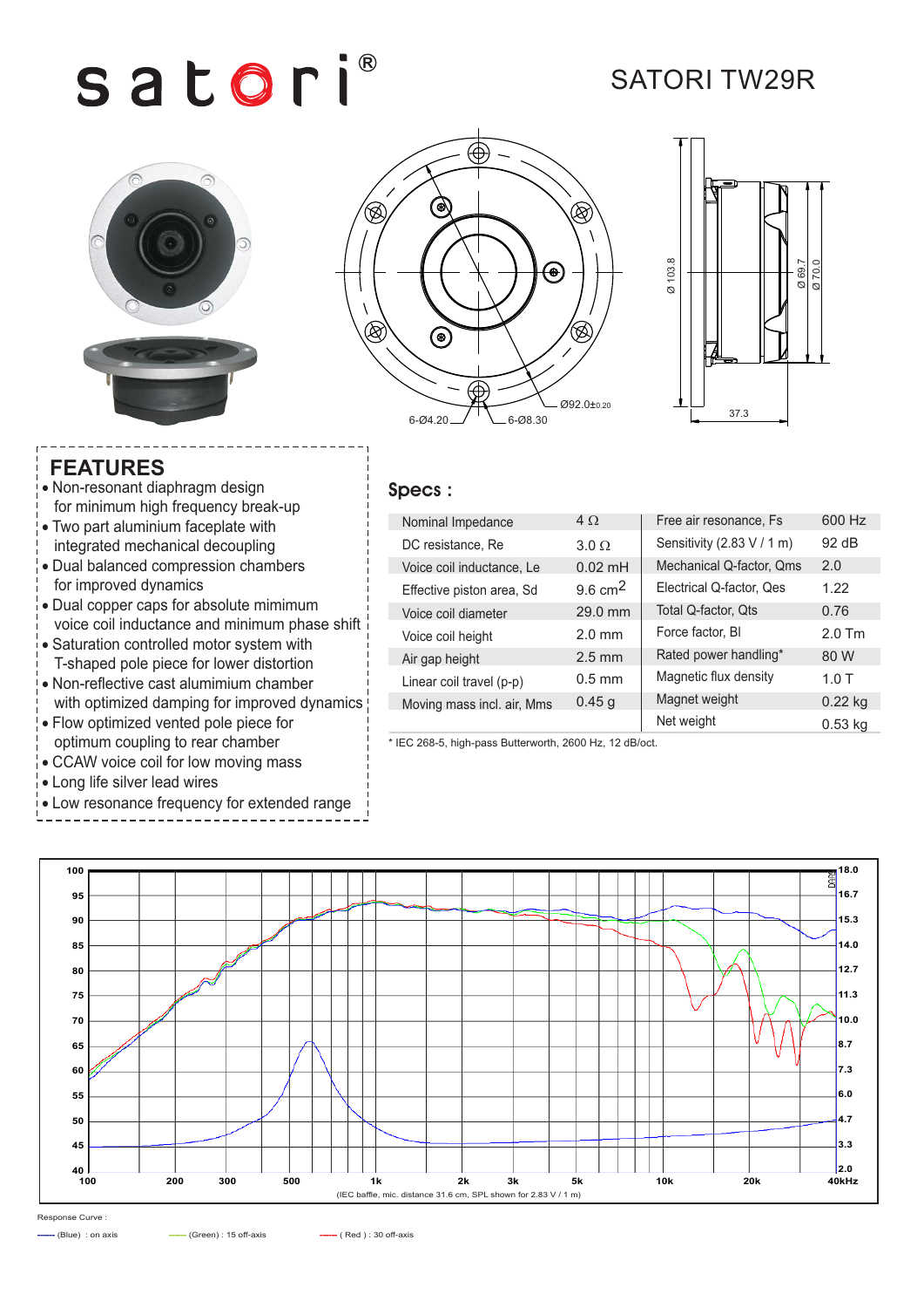# satori®

## SATORI TW29R

6-Ø4.20 6-Ø8.30 Ø92.0±0.20

Ø 103.8 Ø 69.7 Ø 70.0 37.3

## FEATURES

- Non-resonant diaphragm design for minimum high frequency break-up
- Two part aluminium faceplate with integrated mechanical decoupling
- Dual balanced compression chambers for improved dynamics
- Dual copper caps for absolute mimimum voice coil inductance and minimum phase shift
- Saturation controlled motor system with T-shaped pole piece for lower distortion
- Non-reflective cast alumimium chamber with optimized damping for improved dynamics
- Flow optimized vented pole piece for optimum coupling to rear chamber
- CCAW voice coil for low moving mass
- Long life silver lead wires
- Low resonance frequency for extended range

## Specs :

| | | | |
|---|---|---|---|
| Nominal Impedance | 4 Ω | Free air resonance, Fs | 600 Hz |
| DC resistance, Re | 3.0 Ω | Sensitivity (2.83 V / 1 m) | 92 dB |
| Voice coil inductance, Le | 0.02 mH | Mechanical Q-factor, Qms | 2.0 |
| Effective piston area, Sd | 9.6 $cm^2$ | Electrical Q-factor, Qes | 1.22 |
| Voice coil diameter | 29.0 mm | Total Q-factor, Qts | 0.76 |
| Voice coil height | 2.0 mm | Force factor, Bl | 2.0 Tm |
| Air gap height | 2.5 mm | Rated power handling* | 80 W |
| Linear coil travel (p-p) | 0.5 mm | Magnetic flux density | 1.0 T |
| Moving mass incl. air, Mms | 0.45 g | Magnet weight | 0.22 kg |
| | | Net weight | 0.53 kg |

* IEC 268-5, high-pass Butterworth, 2600 Hz, 12 dB/oct.

(IEC baffle, mic. distance 31.6 cm, SPL shown for 2.83 V / 1 m)

Response Curve :

(Blue) : on axis (Green) : 15 off-axis ( Red ) : 30 off-axis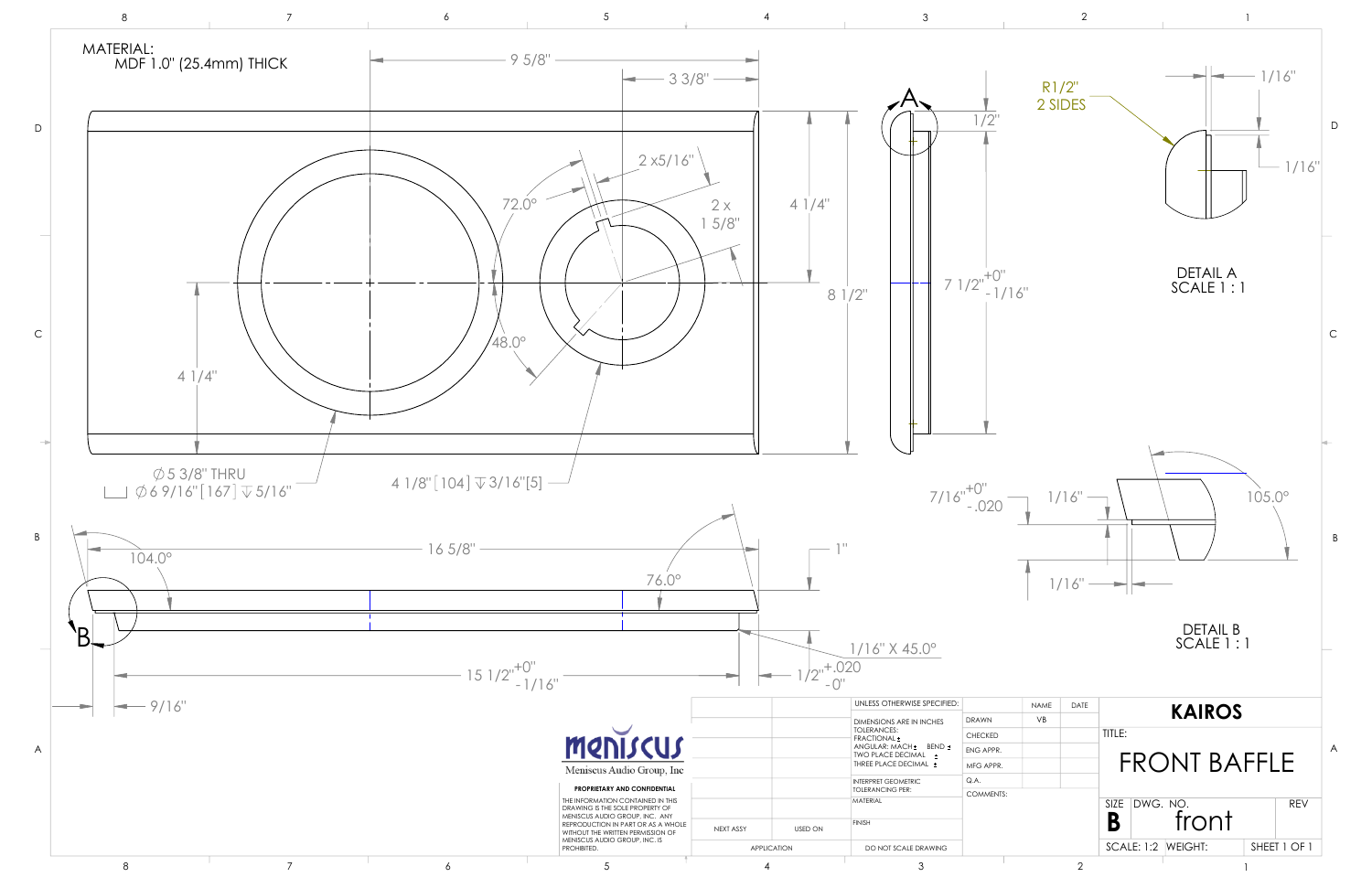MATERIAL:
MDF 1.0" (25.4mm) THICK

9 5/8"

3 3/8"

2 x5/16"

72.0°

2 x 1 5/8"

4 1/4"

8 1/2"

48.0°

4 1/4"

∅5 3/8" THRU
⌴ ∅6 9/16" [167] ↧ 5/16"

4 1/8" [104] ↧ 3/16" [5]

A

1/2"

7 1/2" +0" -1/16"

R1/2"
2 SIDES

1/16"

1/16"

DETAIL A
SCALE 1 : 1

7/16" +0" -.020

1/16"

105.0°

1/16"

DETAIL B
SCALE 1 : 1

104.0°

16 5/8"

76.0°

1"

B

1/16" X 45.0°

15 1/2" +0" -1/16"

1/2" +.020 -0"

9/16"

| UNLESS OTHERWISE SPECIFIED: | | NAME | DATE |
|---|---|---|---|
| DIMENSIONS ARE IN INCHES<br>TOLERANCES:<br>FRACTIONAL ±<br>ANGULAR: MACH ± BEND ±<br>TWO PLACE DECIMAL ±<br>THREE PLACE DECIMAL ± | DRAWN | VB | |
| | CHECKED | | |
| | ENG APPR. | | |
| | MFG APPR. | | |
| INTERPRET GEOMETRIC TOLERANCING PER: | Q.A. | | |
| MATERIAL | COMMENTS: | | |
| FINISH | | | |
| DO NOT SCALE DRAWING | | | |

| NEXT ASSY | USED ON |
|---|---|
| APPLICATION | |

**meniscus**
Meniscus Audio Group, Inc

**PROPRIETARY AND CONFIDENTIAL**
THE INFORMATION CONTAINED IN THIS DRAWING IS THE SOLE PROPERTY OF MENISCUS AUDIO GROUP, INC. ANY REPRODUCTION IN PART OR AS A WHOLE WITHOUT THE WRITTEN PERMISSION OF MENISCUS AUDIO GROUP, INC. IS PROHIBITED.

**KAIROS**

TITLE:
FRONT BAFFLE

| SIZE | DWG. NO. | REV |
|---|---|---|
| **B** | front | |
| SCALE: 1:2 | WEIGHT: | SHEET 1 OF 1 |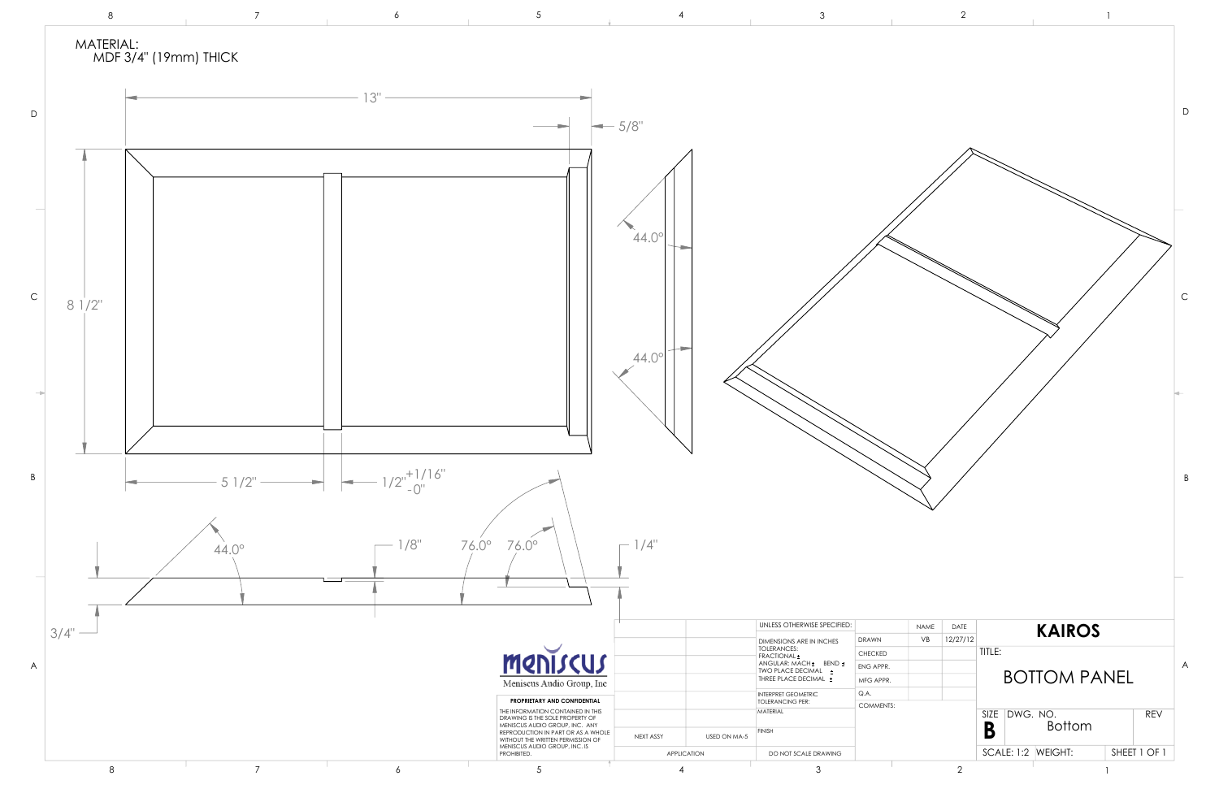MATERIAL:
MDF 3/4" (19mm) THICK

13"

5/8"

8 1/2"

5 1/2"

1/2" +1/16" -0"

44.0°

44.0°

44.0°

1/8"

76.0° 76.0°

1/4"

3/4"

**meniscus**
Meniscus Audio Group, Inc

**PROPRIETARY AND CONFIDENTIAL**

THE INFORMATION CONTAINED IN THIS DRAWING IS THE SOLE PROPERTY OF MENISCUS AUDIO GROUP, INC. ANY REPRODUCTION IN PART OR AS A WHOLE WITHOUT THE WRITTEN PERMISSION OF MENISCUS AUDIO GROUP, INC. IS PROHIBITED.

| NEXT ASSY | USED ON MA-5 |
|---|---|
| APPLICATION | |

UNLESS OTHERWISE SPECIFIED:
DIMENSIONS ARE IN INCHES
TOLERANCES:
FRACTIONAL ±
ANGULAR: MACH ± BEND ±
TWO PLACE DECIMAL ±
THREE PLACE DECIMAL ±

INTERPRET GEOMETRIC TOLERANCING PER:

MATERIAL

FINISH

DO NOT SCALE DRAWING

| | NAME | DATE |
|---|---|---|
| DRAWN | VB | 12/27/12 |
| CHECKED | | |
| ENG APPR. | | |
| MFG APPR. | | |
| Q.A. | | |
| COMMENTS: | | |

**KAIROS**

TITLE:

BOTTOM PANEL

| SIZE | DWG. NO. | REV |
|---|---|---|
| **B** | Bottom | |

SCALE: 1:2 WEIGHT: SHEET 1 OF 1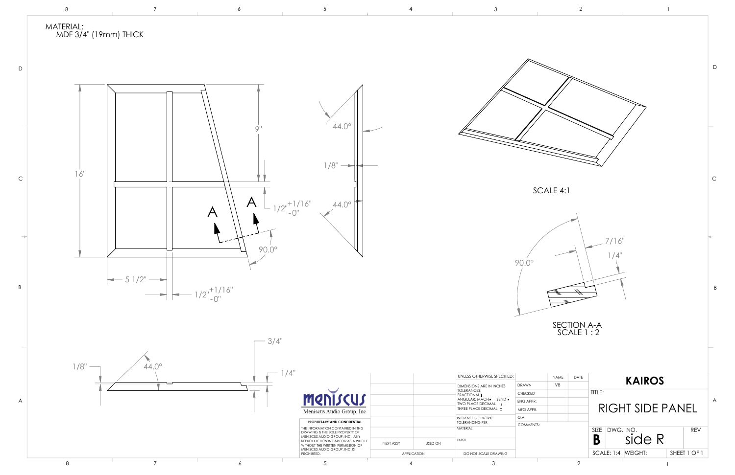MATERIAL:
MDF 3/4" (19mm) THICK

16"

9"

1/2" +1/16" -0"

A A

90.0°

5 1/2"

1/2" +1/16" -0"

44.0°

1/8"

44.0°

SCALE 4:1

90.0°

7/16"

1/4"

SECTION A-A
SCALE 1 : 2

1/8"

44.0°

3/4"

1/4"

**meniscus**
Meniscus Audio Group, Inc

**PROPRIETARY AND CONFIDENTIAL**

THE INFORMATION CONTAINED IN THIS DRAWING IS THE SOLE PROPERTY OF MENISCUS AUDIO GROUP, INC. ANY REPRODUCTION IN PART OR AS A WHOLE WITHOUT THE WRITTEN PERMISSION OF MENISCUS AUDIO GROUP, INC. IS PROHIBITED.

| | | UNLESS OTHERWISE SPECIFIED: | | NAME | DATE |
|---|---|---|---|---|---|
| | | DIMENSIONS ARE IN INCHES TOLERANCES: FRACTIONAL ± ANGULAR: MACH ± BEND ± TWO PLACE DECIMAL ± THREE PLACE DECIMAL ± | DRAWN | VB | |
| | | | CHECKED | | |
| | | | ENG APPR. | | |
| | | INTERPRET GEOMETRIC TOLERANCING PER: | MFG APPR. | | |
| | | MATERIAL | Q.A. | | |
| NEXT ASSY | USED ON | FINISH | COMMENTS: | | |
| APPLICATION | | DO NOT SCALE DRAWING | | | |

**KAIROS**

TITLE:

RIGHT SIDE PANEL

| SIZE | DWG. NO. | REV |
|---|---|---|
| **B** | side R | |

SCALE: 1:4 WEIGHT: SHEET 1 OF 1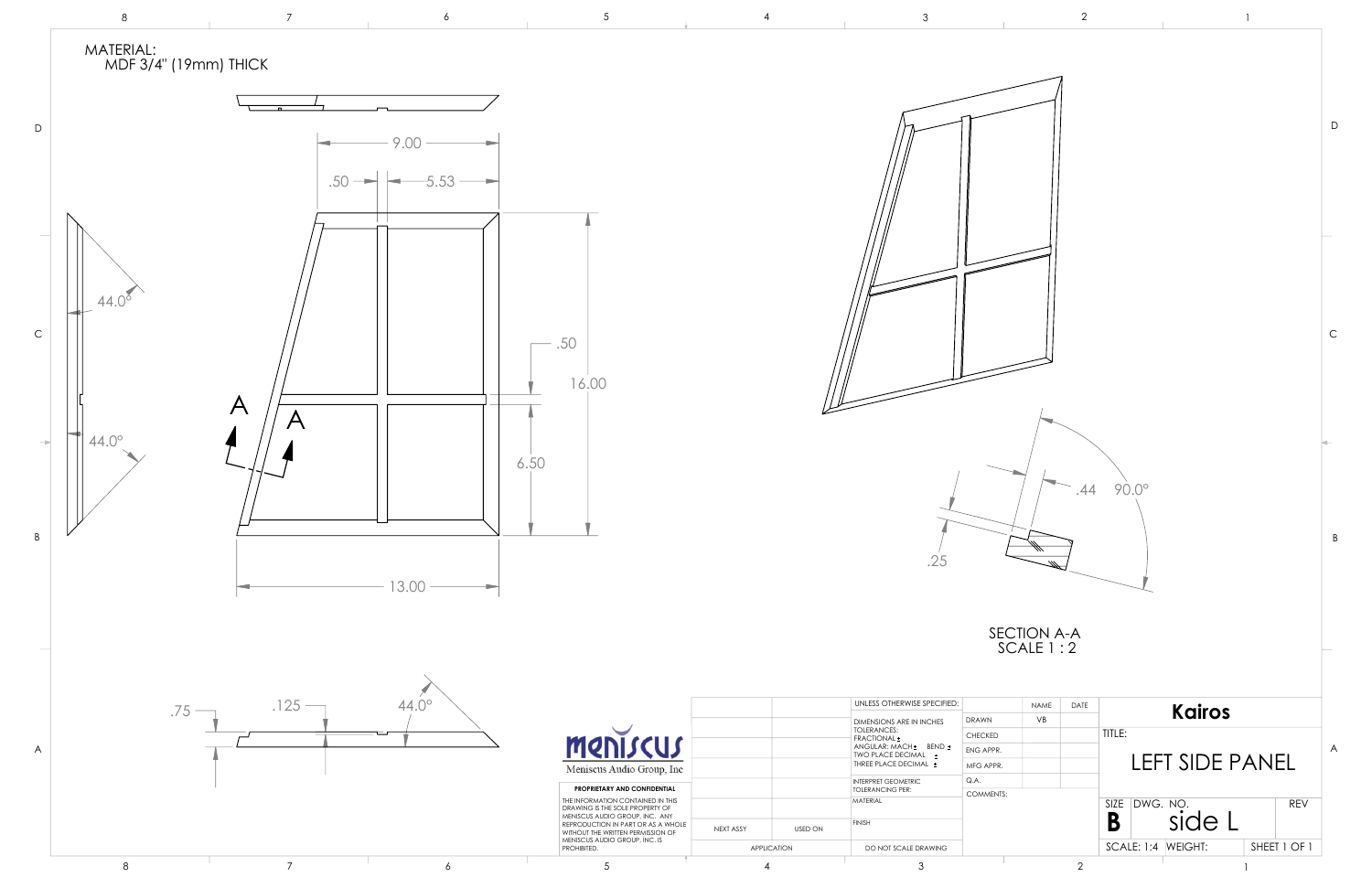MATERIAL:
MDF 3/4" (19mm) THICK

9.00

.50

5.53

44.0°

44.0°

.50

16.00

6.50

A

A

13.00

.75

.125

44.0°

.44

90.0°

.25

SECTION A-A
SCALE 1 : 2

**meniscus**
Meniscus Audio Group, Inc

**PROPRIETARY AND CONFIDENTIAL**

THE INFORMATION CONTAINED IN THIS DRAWING IS THE SOLE PROPERTY OF MENISCUS AUDIO GROUP, INC. ANY REPRODUCTION IN PART OR AS A WHOLE WITHOUT THE WRITTEN PERMISSION OF MENISCUS AUDIO GROUP, INC. IS PROHIBITED.

| NEXT ASSY | USED ON |
| --- | --- |
| APPLICATION | |

UNLESS OTHERWISE SPECIFIED:
DIMENSIONS ARE IN INCHES
TOLERANCES:
FRACTIONAL ±
ANGULAR: MACH ± BEND ±
TWO PLACE DECIMAL ±
THREE PLACE DECIMAL ±

INTERPRET GEOMETRIC TOLERANCING PER:

MATERIAL

FINISH

DO NOT SCALE DRAWING

| | NAME | DATE |
| --- | --- | --- |
| DRAWN | VB | |
| CHECKED | | |
| ENG APPR. | | |
| MFG APPR. | | |
| Q.A. | | |
| COMMENTS: | | |

**Kairos**

TITLE:
LEFT SIDE PANEL

| SIZE | DWG. NO. | REV |
| --- | --- | --- |
| **B** | side L | |
| SCALE: 1:4 | WEIGHT: | SHEET 1 OF 1 |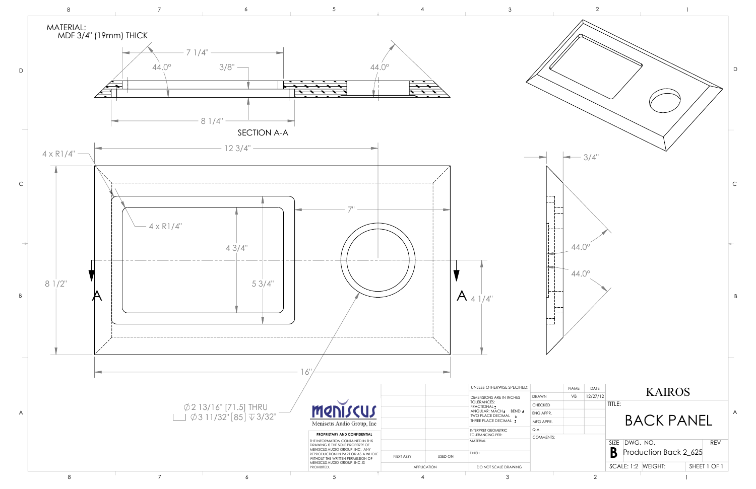MATERIAL:
MDF 3/4" (19mm) THICK

SECTION A-A

7 1/4"

44.0°

3/8"

44.0°

8 1/4"

4 x R1/4"

12 3/4"

4 x R1/4"

7"

4 3/4"

8 1/2"

5 3/4"

A

A

4 1/4"

16"

⌀2 13/16" [71.5] THRU
⌴ ⌀3 11/32" [85] ↧ 3/32"

3/4"

44.0°

44.0°

meniscus
Meniscus Audio Group, Inc

**PROPRIETARY AND CONFIDENTIAL**

THE INFORMATION CONTAINED IN THIS DRAWING IS THE SOLE PROPERTY OF MENISCUS AUDIO GROUP, INC. ANY REPRODUCTION IN PART OR AS A WHOLE WITHOUT THE WRITTEN PERMISSION OF MENISCUS AUDIO GROUP, INC. IS PROHIBITED.

| NEXT ASSY | USED ON |
|---|---|
| APPLICATION | |

UNLESS OTHERWISE SPECIFIED:
DIMENSIONS ARE IN INCHES
TOLERANCES:
FRACTIONAL ±
ANGULAR: MACH ± BEND ±
TWO PLACE DECIMAL ±
THREE PLACE DECIMAL ±

INTERPRET GEOMETRIC TOLERANCING PER:

MATERIAL

FINISH

DO NOT SCALE DRAWING

| | NAME | DATE |
|---|---|---|
| DRAWN | VB | 12/27/12 |
| CHECKED | | |
| ENG APPR. | | |
| MFG APPR. | | |
| Q.A. | | |
| COMMENTS: | | |

KAIROS

TITLE:

BACK PANEL

| SIZE | DWG. NO. | REV |
|---|---|---|
| B | Production Back 2_625 | |
| SCALE: 1:2 | WEIGHT: | SHEET 1 OF 1 |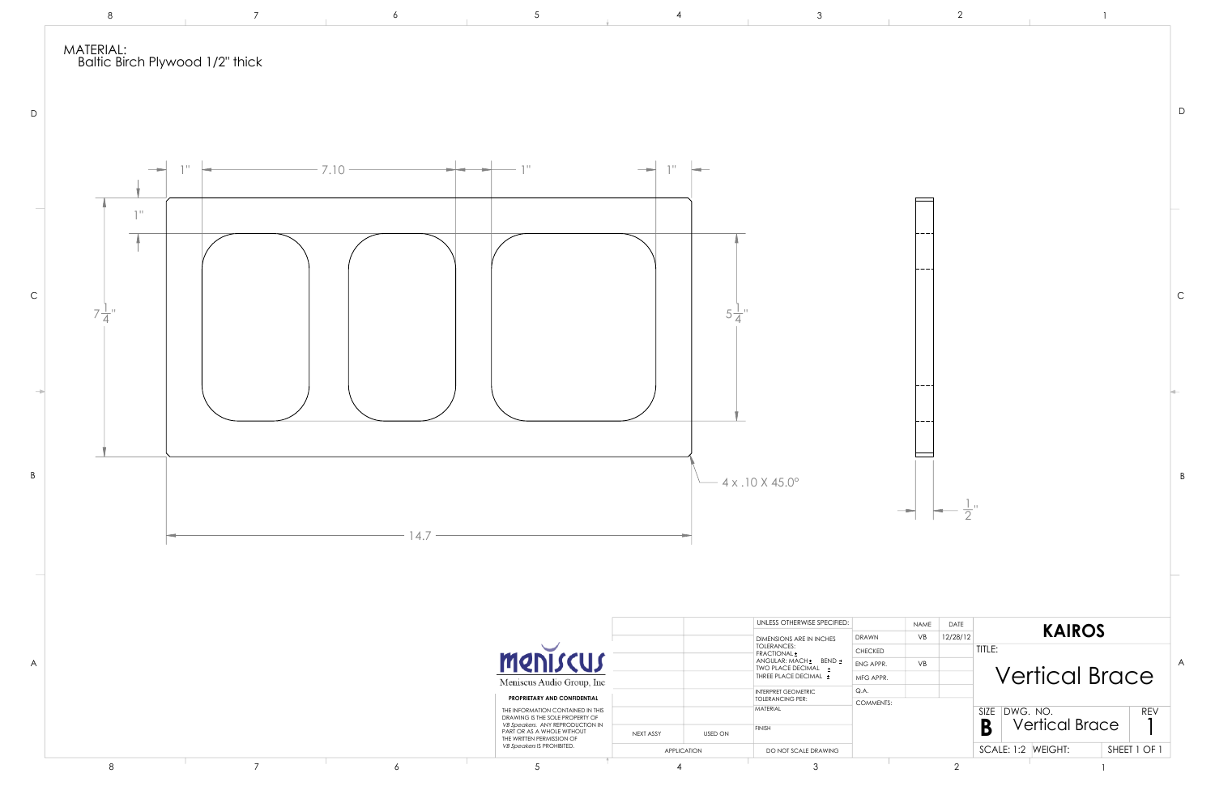MATERIAL:
Baltic Birch Plywood 1/2" thick

1" 7.10 1" 1"

1"

$7\frac{1}{4}$"

$5\frac{1}{4}$"

4 x .10 X 45.0°

14.7

$\frac{1}{2}$"

| | | UNLESS OTHERWISE SPECIFIED: | | NAME | DATE |
|---|---|---|---|---|---|
| | | DIMENSIONS ARE IN INCHES TOLERANCES: FRACTIONAL ± ANGULAR: MACH ± BEND ± TWO PLACE DECIMAL ± THREE PLACE DECIMAL ± | DRAWN | VB | 12/28/12 |
| | | | CHECKED | | |
| | | | ENG APPR. | VB | |
| | | | MFG APPR. | | |
| | | INTERPRET GEOMETRIC TOLERANCING PER: | Q.A. | | |
| | | MATERIAL | COMMENTS: | | |
| NEXT ASSY | USED ON | FINISH | | | |
| APPLICATION | | DO NOT SCALE DRAWING | | | |

meniscus
Meniscus Audio Group, Inc

**PROPRIETARY AND CONFIDENTIAL**

THE INFORMATION CONTAINED IN THIS DRAWING IS THE SOLE PROPERTY OF *VB Speakers*. ANY REPRODUCTION IN PART OR AS A WHOLE WITHOUT THE WRITTEN PERMISSION OF *VB Speakers* IS PROHIBITED.

**KAIROS**

TITLE:

Vertical Brace

| SIZE | DWG. NO. | REV |
|---|---|---|
| **B** | Vertical Brace | 1 |

SCALE: 1:2 WEIGHT: SHEET 1 OF 1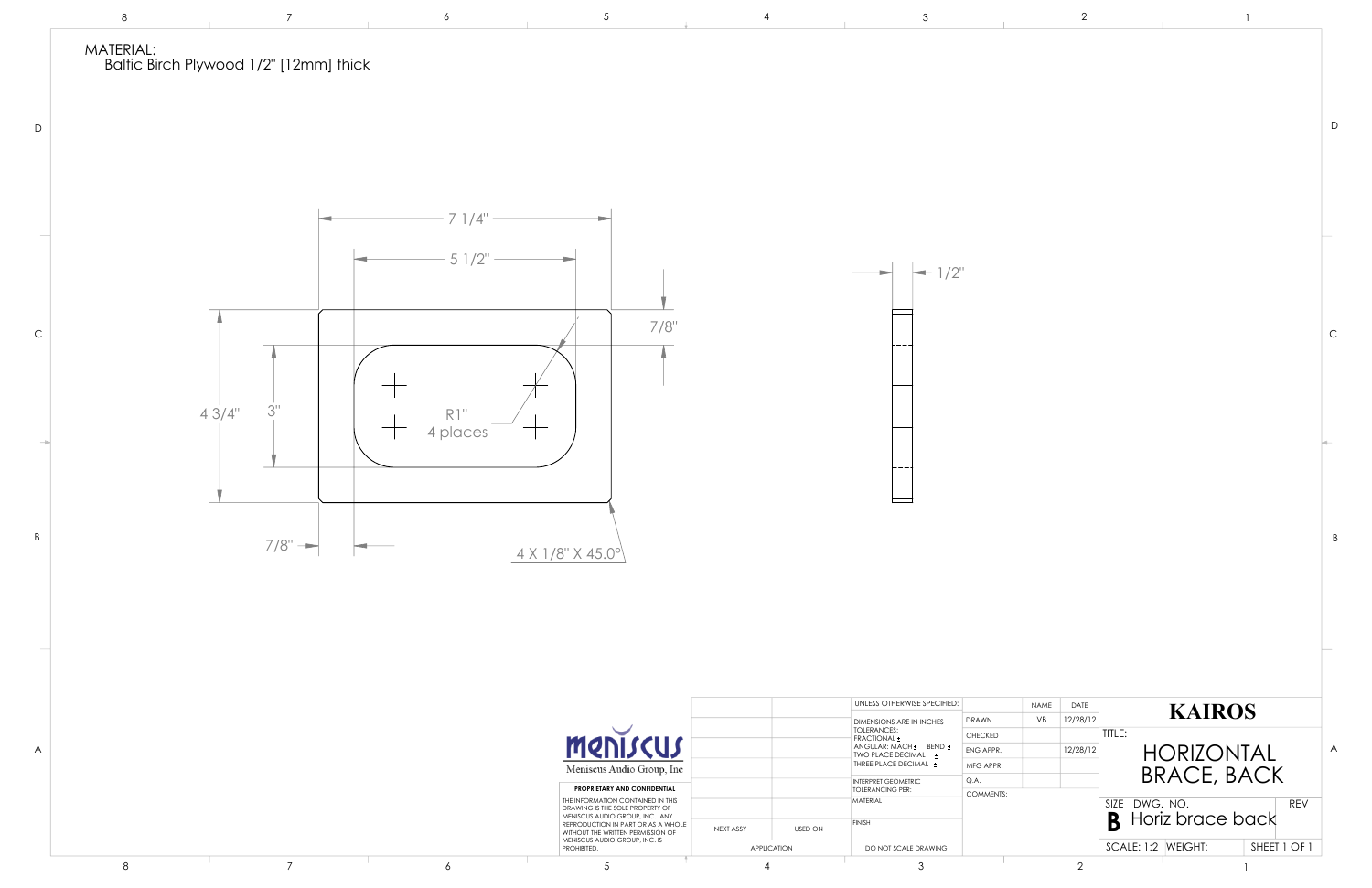MATERIAL:
Baltic Birch Plywood 1/2" [12mm] thick

7 1/4"

5 1/2"

7/8"

4 3/4"

3"

R1"
4 places

7/8"

4 X 1/8" X 45.0°

1/2"

meniscus
Meniscus Audio Group, Inc

**PROPRIETARY AND CONFIDENTIAL**

THE INFORMATION CONTAINED IN THIS DRAWING IS THE SOLE PROPERTY OF MENISCUS AUDIO GROUP, INC. ANY REPRODUCTION IN PART OR AS A WHOLE WITHOUT THE WRITTEN PERMISSION OF MENISCUS AUDIO GROUP, INC. IS PROHIBITED.

| NEXT ASSY | USED ON |
|---|---|
| APPLICATION | |

UNLESS OTHERWISE SPECIFIED:
DIMENSIONS ARE IN INCHES
TOLERANCES:
FRACTIONAL ±
ANGULAR: MACH ± BEND ±
TWO PLACE DECIMAL ±
THREE PLACE DECIMAL ±

INTERPRET GEOMETRIC TOLERANCING PER:
MATERIAL
FINISH
DO NOT SCALE DRAWING

| | NAME | DATE |
|---|---|---|
| DRAWN | VB | 12/28/12 |
| CHECKED | | |
| ENG APPR. | | 12/28/12 |
| MFG APPR. | | |
| Q.A. | | |
| COMMENTS: | | |

**KAIROS**

TITLE:
HORIZONTAL BRACE, BACK

SIZE: B | DWG. NO.: Horiz brace back | REV

SCALE: 1:2 | WEIGHT: | SHEET 1 OF 1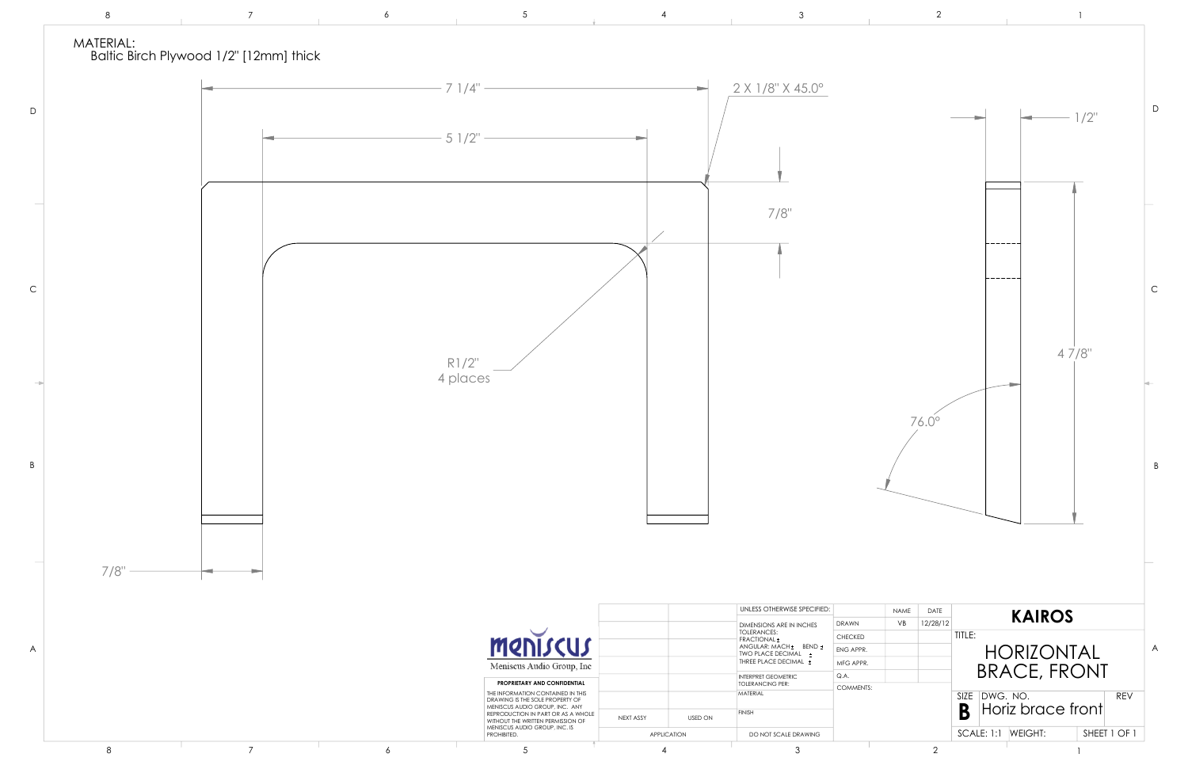MATERIAL:
Baltic Birch Plywood 1/2" [12mm] thick

7 1/4"

5 1/2"

2 X 1/8" X 45.0°

7/8"

R1/2"
4 places

7/8"

1/2"

4 7/8"

76.0°

meniscus
Meniscus Audio Group, Inc

**PROPRIETARY AND CONFIDENTIAL**

THE INFORMATION CONTAINED IN THIS DRAWING IS THE SOLE PROPERTY OF MENISCUS AUDIO GROUP, INC. ANY REPRODUCTION IN PART OR AS A WHOLE WITHOUT THE WRITTEN PERMISSION OF MENISCUS AUDIO GROUP, INC. IS PROHIBITED.

| | |
|---|---|
| NEXT ASSY | USED ON |
| APPLICATION | |

UNLESS OTHERWISE SPECIFIED:
DIMENSIONS ARE IN INCHES
TOLERANCES:
FRACTIONAL ±
ANGULAR: MACH ± BEND ±
TWO PLACE DECIMAL ±
THREE PLACE DECIMAL ±

INTERPRET GEOMETRIC TOLERANCING PER:
MATERIAL
FINISH
DO NOT SCALE DRAWING

| | NAME | DATE |
|---|---|---|
| DRAWN | VB | 12/28/12 |
| CHECKED | | |
| ENG APPR. | | |
| MFG APPR. | | |
| Q.A. | | |
| COMMENTS: | | |

**KAIROS**

TITLE:
HORIZONTAL BRACE, FRONT

SIZE **B** DWG. NO. Horiz brace front REV

SCALE: 1:1 WEIGHT: SHEET 1 OF 1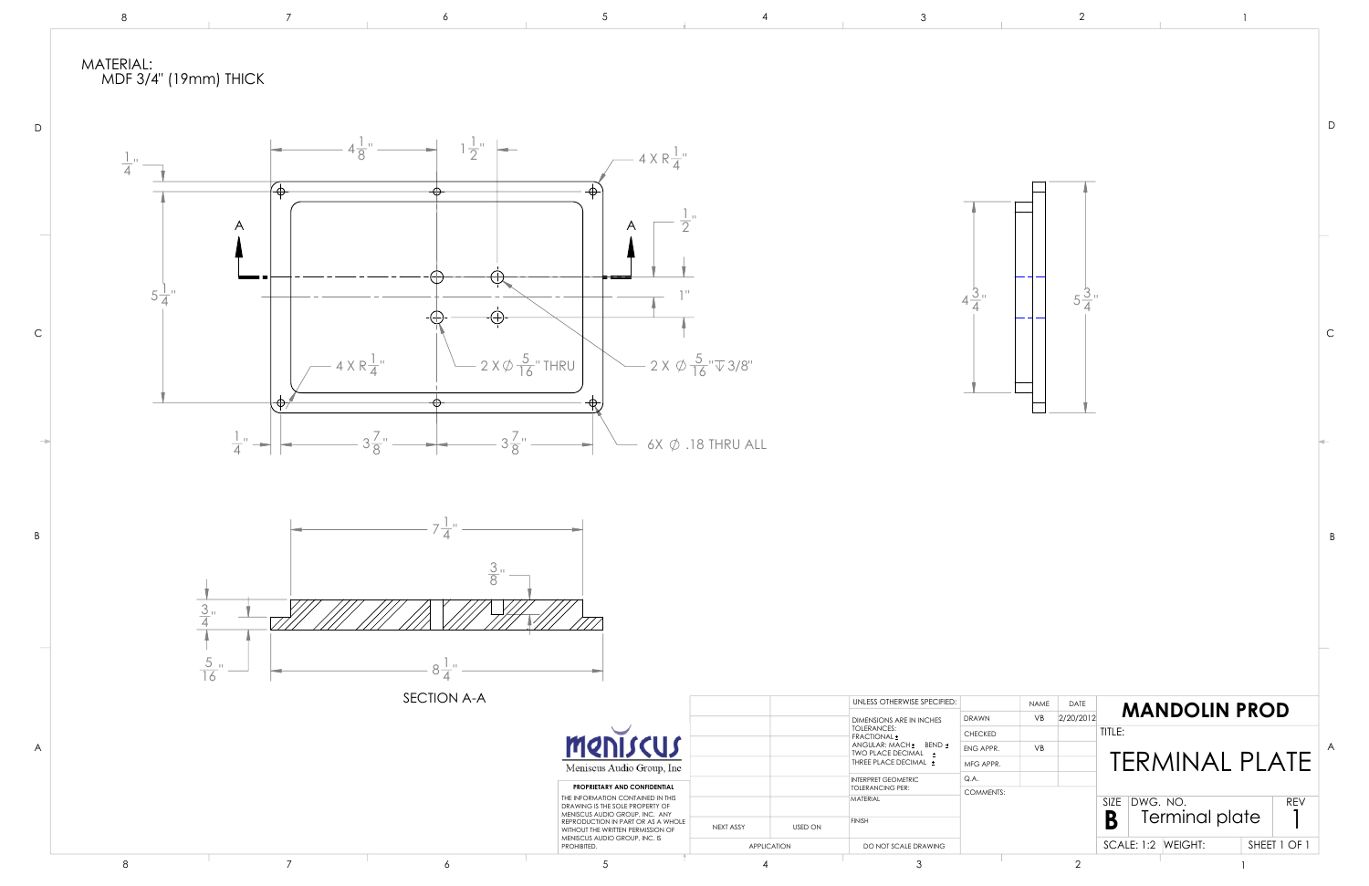MATERIAL:
MDF 3/4" (19mm) THICK

4 1/8"

1 1/2"

4 X R 1/4"

1/4"

1/2"

5 1/4"

1"

4 X R 1/4"

2 X ∅ 5/16" THRU

2 X ∅ 5/16" ↧ 3/8"

1/4"

3 7/8"

3 7/8"

6X ∅ .18 THRU ALL

4 3/4"

5 3/4"

7 1/4"

3/8"

3/4"

5/16"

8 1/4"

SECTION A-A

meniscus
Meniscus Audio Group, Inc

**PROPRIETARY AND CONFIDENTIAL**

THE INFORMATION CONTAINED IN THIS DRAWING IS THE SOLE PROPERTY OF MENISCUS AUDIO GROUP, INC. ANY REPRODUCTION IN PART OR AS A WHOLE WITHOUT THE WRITTEN PERMISSION OF MENISCUS AUDIO GROUP, INC. IS PROHIBITED.

| NEXT ASSY | USED ON |
| --- | --- |
| APPLICATION | |

UNLESS OTHERWISE SPECIFIED:
DIMENSIONS ARE IN INCHES
TOLERANCES:
FRACTIONAL ±
ANGULAR: MACH ± BEND ±
TWO PLACE DECIMAL ±
THREE PLACE DECIMAL ±

INTERPRET GEOMETRIC TOLERANCING PER:

MATERIAL

FINISH

DO NOT SCALE DRAWING

| | NAME | DATE |
| --- | --- | --- |
| DRAWN | VB | 2/20/2012 |
| CHECKED | | |
| ENG APPR. | VB | |
| MFG APPR. | | |
| Q.A. | | |
| COMMENTS: | | |

**MANDOLIN PROD**

TITLE:

TERMINAL PLATE

| SIZE | DWG. NO. | REV |
| --- | --- | --- |
| B | Terminal plate | 1 |

SCALE: 1:2 WEIGHT: SHEET 1 OF 1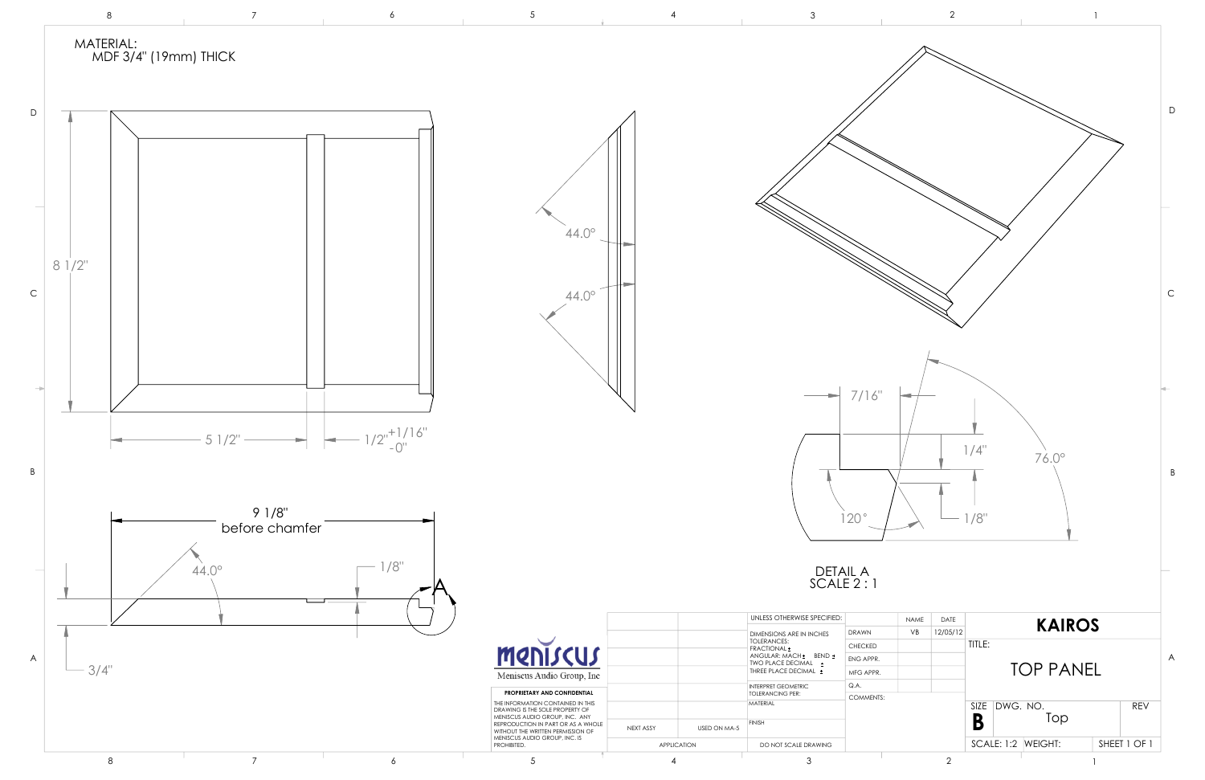MATERIAL:
MDF 3/4" (19mm) THICK

8 1/2"

5 1/2"

$1/2"^{+1/16"}_{-0"}$

44.0°

44.0°

9 1/8"
before chamfer

44.0°

1/8"

3/4"

A

7/16"

1/4"

1/8"

76.0°

120°

DETAIL A
SCALE 2 : 1

meniscus
Meniscus Audio Group, Inc

**PROPRIETARY AND CONFIDENTIAL**

THE INFORMATION CONTAINED IN THIS DRAWING IS THE SOLE PROPERTY OF MENISCUS AUDIO GROUP, INC. ANY REPRODUCTION IN PART OR AS A WHOLE WITHOUT THE WRITTEN PERMISSION OF MENISCUS AUDIO GROUP, INC. IS PROHIBITED.

| | | |
|---|---|---|
| NEXT ASSY | USED ON MA-5 | |
| APPLICATION | | |

UNLESS OTHERWISE SPECIFIED:
DIMENSIONS ARE IN INCHES
TOLERANCES:
FRACTIONAL ±
ANGULAR: MACH ± BEND ±
TWO PLACE DECIMAL ±
THREE PLACE DECIMAL ±

INTERPRET GEOMETRIC TOLERANCING PER:
MATERIAL
FINISH
DO NOT SCALE DRAWING

| | NAME | DATE |
|---|---|---|
| DRAWN | VB | 12/05/12 |
| CHECKED | | |
| ENG APPR. | | |
| MFG APPR. | | |
| Q.A. | | |
| COMMENTS: | | |

**KAIROS**

TITLE:
TOP PANEL

| SIZE | DWG. NO. | REV |
|---|---|---|
| **B** | Top | |

SCALE: 1:2 WEIGHT: SHEET 1 OF 1